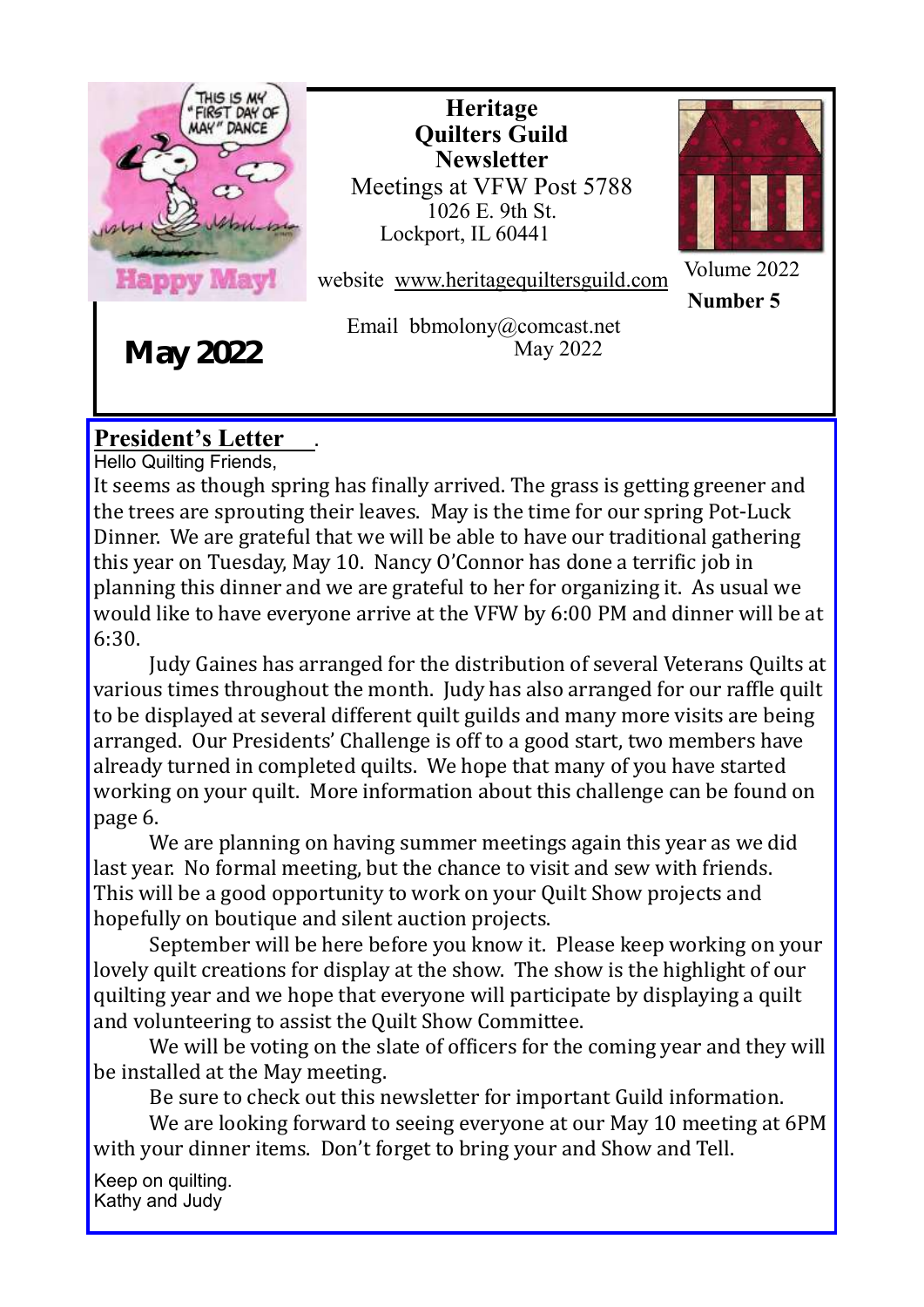# Heritage Quilters Guild Newsletter

Meetings at VFW Post 5788
1026 E. 9th St.
Lockport, IL 60441

website www.heritagequiltersguild.com

Email bbmolony@comcast.net

May 2022

Volume 2022
**Number 5**

**May 2022**

## President's Letter

Hello Quilting Friends,

It seems as though spring has finally arrived. The grass is getting greener and the trees are sprouting their leaves. May is the time for our spring Pot-Luck Dinner. We are grateful that we will be able to have our traditional gathering this year on Tuesday, May 10. Nancy O'Connor has done a terrific job in planning this dinner and we are grateful to her for organizing it. As usual we would like to have everyone arrive at the VFW by 6:00 PM and dinner will be at 6:30.

Judy Gaines has arranged for the distribution of several Veterans Quilts at various times throughout the month. Judy has also arranged for our raffle quilt to be displayed at several different quilt guilds and many more visits are being arranged. Our Presidents' Challenge is off to a good start, two members have already turned in completed quilts. We hope that many of you have started working on your quilt. More information about this challenge can be found on page 6.

We are planning on having summer meetings again this year as we did last year. No formal meeting, but the chance to visit and sew with friends. This will be a good opportunity to work on your Quilt Show projects and hopefully on boutique and silent auction projects.

September will be here before you know it. Please keep working on your lovely quilt creations for display at the show. The show is the highlight of our quilting year and we hope that everyone will participate by displaying a quilt and volunteering to assist the Quilt Show Committee.

We will be voting on the slate of officers for the coming year and they will be installed at the May meeting.

Be sure to check out this newsletter for important Guild information.

We are looking forward to seeing everyone at our May 10 meeting at 6PM with your dinner items. Don't forget to bring your and Show and Tell.

Keep on quilting.
Kathy and Judy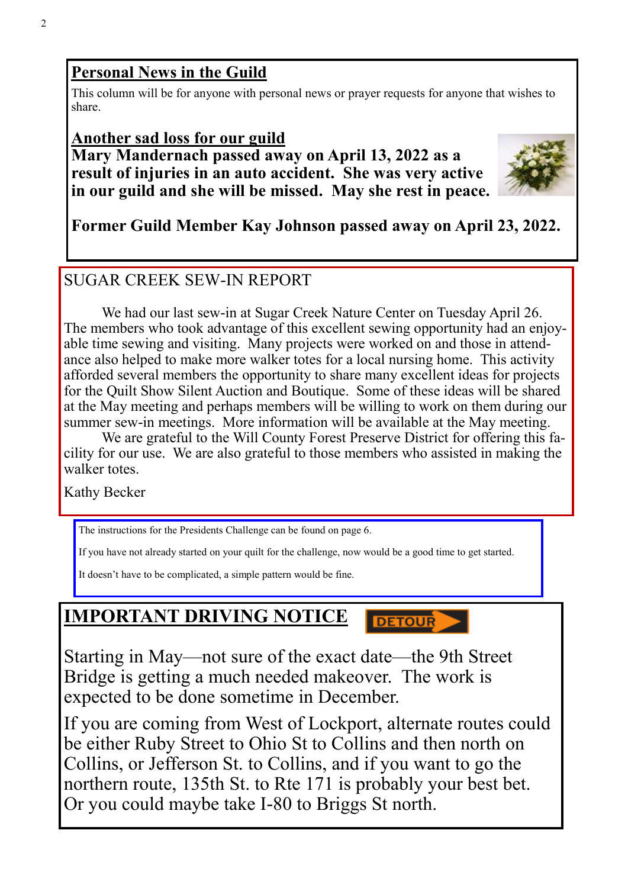## Personal News in the Guild

This column will be for anyone with personal news or prayer requests for anyone that wishes to share.

### Another sad loss for our guild

**Mary Mandernach passed away on April 13, 2022 as a result of injuries in an auto accident. She was very active in our guild and she will be missed. May she rest in peace.**

**Former Guild Member Kay Johnson passed away on April 23, 2022.**

## SUGAR CREEK SEW-IN REPORT

We had our last sew-in at Sugar Creek Nature Center on Tuesday April 26. The members who took advantage of this excellent sewing opportunity had an enjoyable time sewing and visiting. Many projects were worked on and those in attendance also helped to make more walker totes for a local nursing home. This activity afforded several members the opportunity to share many excellent ideas for projects for the Quilt Show Silent Auction and Boutique. Some of these ideas will be shared at the May meeting and perhaps members will be willing to work on them during our summer sew-in meetings. More information will be available at the May meeting.

We are grateful to the Will County Forest Preserve District for offering this facility for our use. We are also grateful to those members who assisted in making the walker totes.

Kathy Becker

The instructions for the Presidents Challenge can be found on page 6.

If you have not already started on your quilt for the challenge, now would be a good time to get started.

It doesn't have to be complicated, a simple pattern would be fine.

## IMPORTANT DRIVING NOTICE

DETOUR

Starting in May—not sure of the exact date—the 9th Street Bridge is getting a much needed makeover. The work is expected to be done sometime in December.

If you are coming from West of Lockport, alternate routes could be either Ruby Street to Ohio St to Collins and then north on Collins, or Jefferson St. to Collins, and if you want to go the northern route, 135th St. to Rte 171 is probably your best bet. Or you could maybe take I-80 to Briggs St north.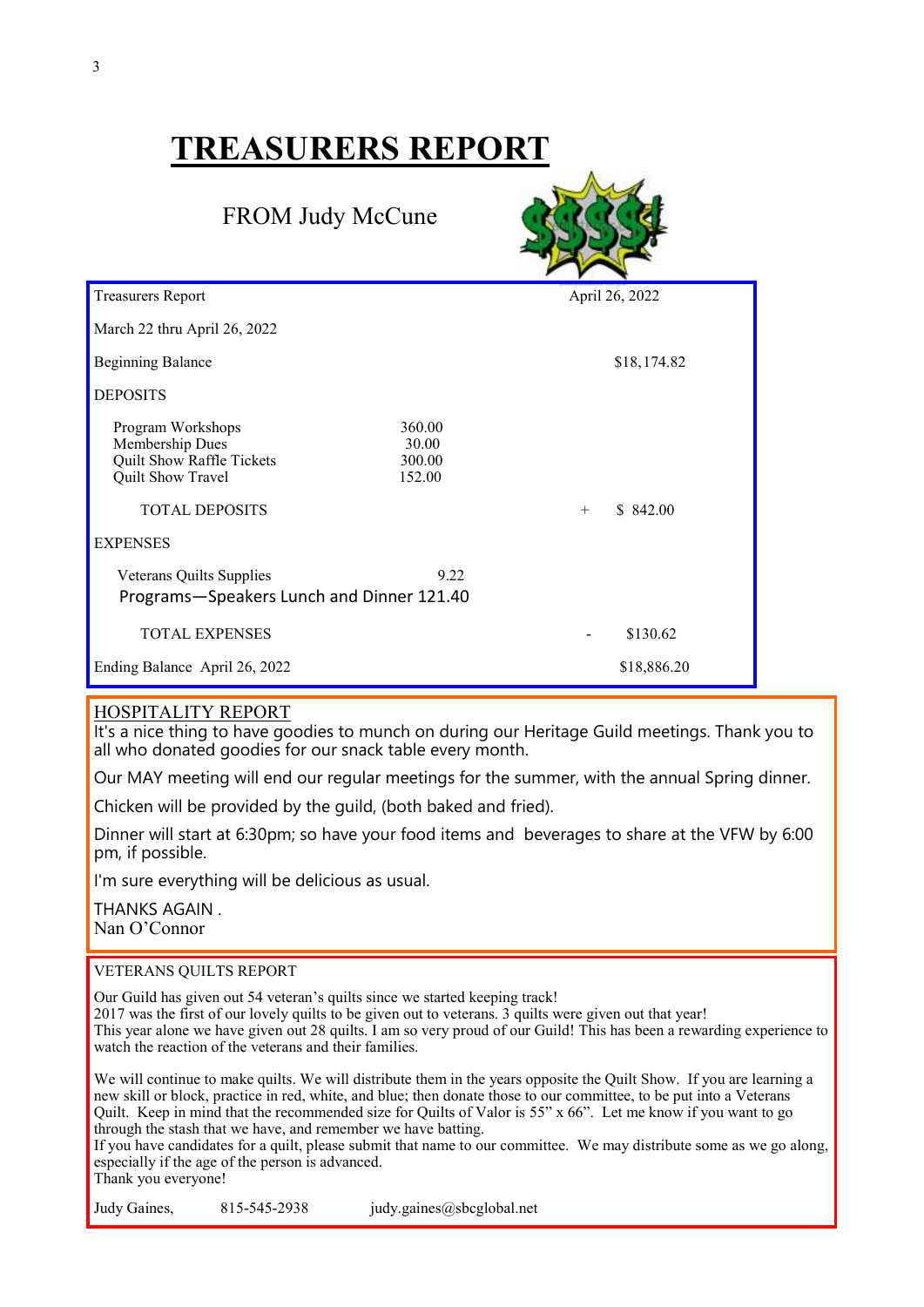# TREASURERS REPORT

FROM Judy McCune

| Treasurers Report | | | April 26, 2022 |
|---|---|---|---|
| March 22 thru April 26, 2022 | | | |
| Beginning Balance | | | $18,174.82 |
| DEPOSITS | | | |
| Program Workshops | 360.00 | | |
| Membership Dues | 30.00 | | |
| Quilt Show Raffle Tickets | 300.00 | | |
| Quilt Show Travel | 152.00 | | |
| TOTAL DEPOSITS | | + | $ 842.00 |
| EXPENSES | | | |
| Veterans Quilts Supplies | 9.22 | | |
| Programs—Speakers Lunch and Dinner | 121.40 | | |
| TOTAL EXPENSES | | - | $130.62 |
| Ending Balance April 26, 2022 | | | $18,886.20 |

## HOSPITALITY REPORT

It's a nice thing to have goodies to munch on during our Heritage Guild meetings. Thank you to all who donated goodies for our snack table every month.

Our MAY meeting will end our regular meetings for the summer, with the annual Spring dinner.

Chicken will be provided by the guild, (both baked and fried).

Dinner will start at 6:30pm; so have your food items and beverages to share at the VFW by 6:00 pm, if possible.

I'm sure everything will be delicious as usual.

THANKS AGAIN .
Nan O'Connor

## VETERANS QUILTS REPORT

Our Guild has given out 54 veteran's quilts since we started keeping track!
2017 was the first of our lovely quilts to be given out to veterans. 3 quilts were given out that year!
This year alone we have given out 28 quilts. I am so very proud of our Guild! This has been a rewarding experience to watch the reaction of the veterans and their families.

We will continue to make quilts. We will distribute them in the years opposite the Quilt Show. If you are learning a new skill or block, practice in red, white, and blue; then donate those to our committee, to be put into a Veterans Quilt. Keep in mind that the recommended size for Quilts of Valor is 55" x 66". Let me know if you want to go through the stash that we have, and remember we have batting.
If you have candidates for a quilt, please submit that name to our committee. We may distribute some as we go along, especially if the age of the person is advanced.
Thank you everyone!

Judy Gaines, 815-545-2938 judy.gaines@sbcglobal.net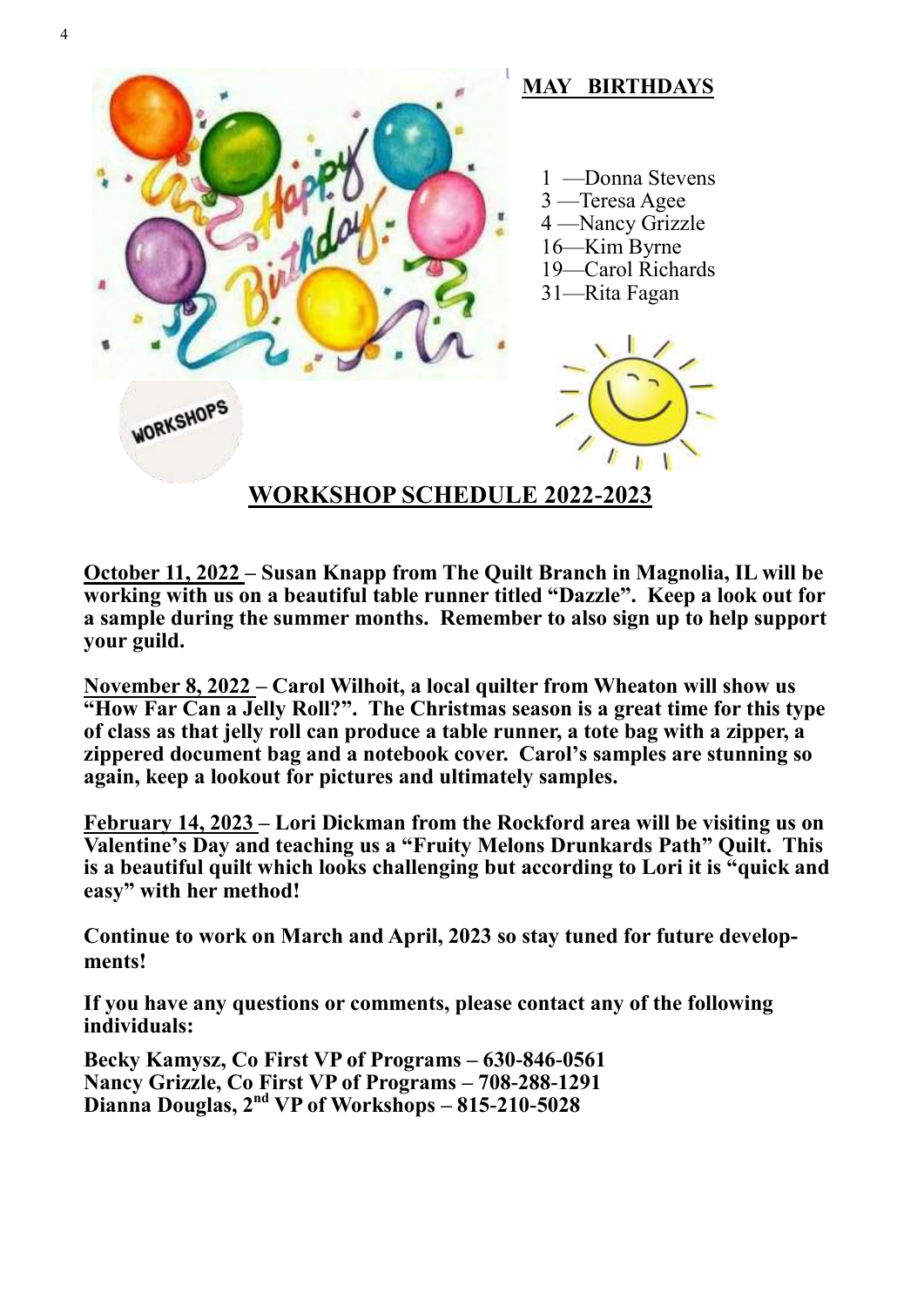## MAY BIRTHDAYS

1 —Donna Stevens
3 —Teresa Agee
4 —Nancy Grizzle
16—Kim Byrne
19—Carol Richards
31—Rita Fagan

WORKSHOPS

## WORKSHOP SCHEDULE 2022-2023

**October 11, 2022 – Susan Knapp from The Quilt Branch in Magnolia, IL will be working with us on a beautiful table runner titled "Dazzle". Keep a look out for a sample during the summer months. Remember to also sign up to help support your guild.**

**November 8, 2022 – Carol Wilhoit, a local quilter from Wheaton will show us "How Far Can a Jelly Roll?". The Christmas season is a great time for this type of class as that jelly roll can produce a table runner, a tote bag with a zipper, a zippered document bag and a notebook cover. Carol's samples are stunning so again, keep a lookout for pictures and ultimately samples.**

**February 14, 2023 – Lori Dickman from the Rockford area will be visiting us on Valentine's Day and teaching us a "Fruity Melons Drunkards Path" Quilt. This is a beautiful quilt which looks challenging but according to Lori it is "quick and easy" with her method!**

**Continue to work on March and April, 2023 so stay tuned for future developments!**

**If you have any questions or comments, please contact any of the following individuals:**

**Becky Kamysz, Co First VP of Programs – 630-846-0561**
**Nancy Grizzle, Co First VP of Programs – 708-288-1291**
**Dianna Douglas, 2nd VP of Workshops – 815-210-5028**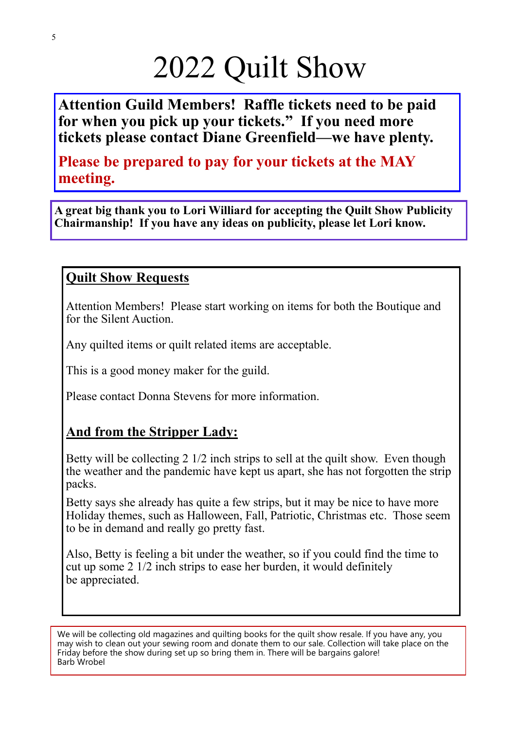# 2022 Quilt Show

**Attention Guild Members! Raffle tickets need to be paid for when you pick up your tickets." If you need more tickets please contact Diane Greenfield—we have plenty.**

**Please be prepared to pay for your tickets at the MAY meeting.**

**A great big thank you to Lori Williard for accepting the Quilt Show Publicity Chairmanship! If you have any ideas on publicity, please let Lori know.**

## Quilt Show Requests

Attention Members! Please start working on items for both the Boutique and for the Silent Auction.

Any quilted items or quilt related items are acceptable.

This is a good money maker for the guild.

Please contact Donna Stevens for more information.

## And from the Stripper Lady:

Betty will be collecting 2 1/2 inch strips to sell at the quilt show. Even though the weather and the pandemic have kept us apart, she has not forgotten the strip packs.

Betty says she already has quite a few strips, but it may be nice to have more Holiday themes, such as Halloween, Fall, Patriotic, Christmas etc. Those seem to be in demand and really go pretty fast.

Also, Betty is feeling a bit under the weather, so if you could find the time to cut up some 2 1/2 inch strips to ease her burden, it would definitely be appreciated.

We will be collecting old magazines and quilting books for the quilt show resale. If you have any, you may wish to clean out your sewing room and donate them to our sale. Collection will take place on the Friday before the show during set up so bring them in. There will be bargains galore!
Barb Wrobel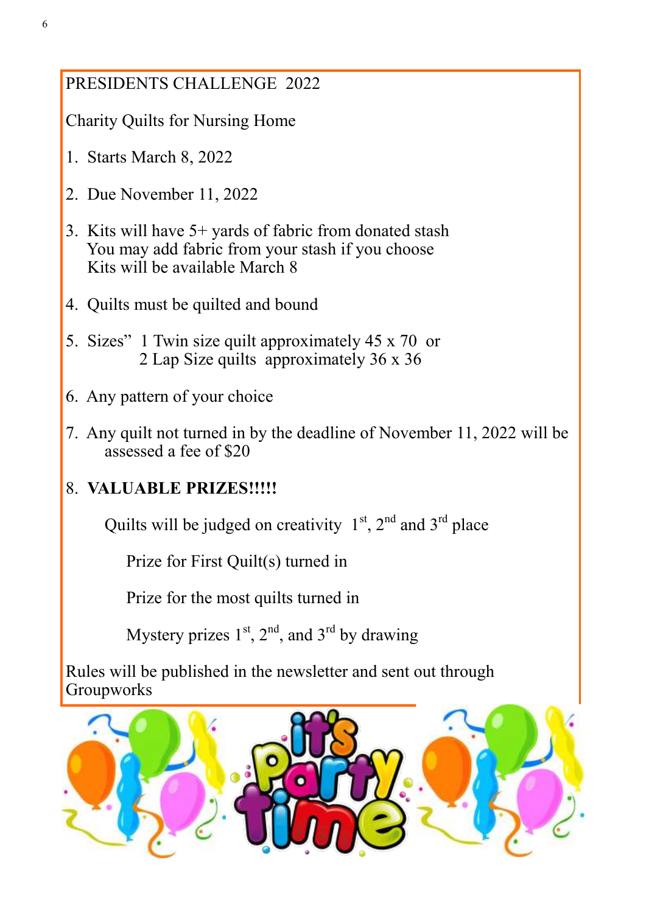# PRESIDENTS CHALLENGE 2022

Charity Quilts for Nursing Home

1. Starts March 8, 2022
2. Due November 11, 2022
3. Kits will have 5+ yards of fabric from donated stash
   You may add fabric from your stash if you choose
   Kits will be available March 8
4. Quilts must be quilted and bound
5. Sizes" 1 Twin size quilt approximately 45 x 70 or
   2 Lap Size quilts approximately 36 x 36
6. Any pattern of your choice
7. Any quilt not turned in by the deadline of November 11, 2022 will be assessed a fee of $20
8. **VALUABLE PRIZES!!!!!**

   Quilts will be judged on creativity 1st, 2nd and 3rd place

   Prize for First Quilt(s) turned in

   Prize for the most quilts turned in

   Mystery prizes 1st, 2nd, and 3rd by drawing

Rules will be published in the newsletter and sent out through Groupworks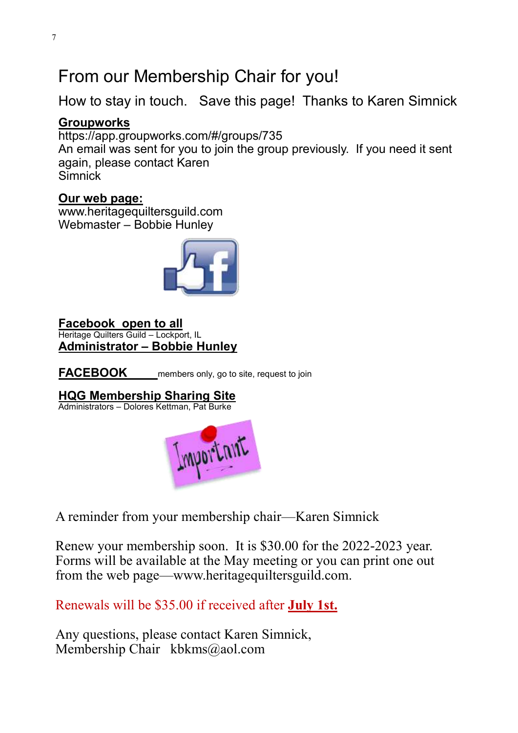# From our Membership Chair for you!

## How to stay in touch. Save this page! Thanks to Karen Simnick

**Groupworks**
https://app.groupworks.com/#/groups/735
An email was sent for you to join the group previously. If you need it sent again, please contact Karen Simnick

**Our web page:**
www.heritagequiltersguild.com
Webmaster – Bobbie Hunley

**Facebook open to all**
Heritage Quilters Guild – Lockport, IL
**Administrator – Bobbie Hunley**

**FACEBOOK** members only, go to site, request to join

**HQG Membership Sharing Site**
Administrators – Dolores Kettman, Pat Burke

A reminder from your membership chair—Karen Simnick

Renew your membership soon. It is $30.00 for the 2022-2023 year. Forms will be available at the May meeting or you can print one out from the web page—www.heritagequiltersguild.com.

Renewals will be $35.00 if received after **July 1st.**

Any questions, please contact Karen Simnick,
Membership Chair kbkms@aol.com